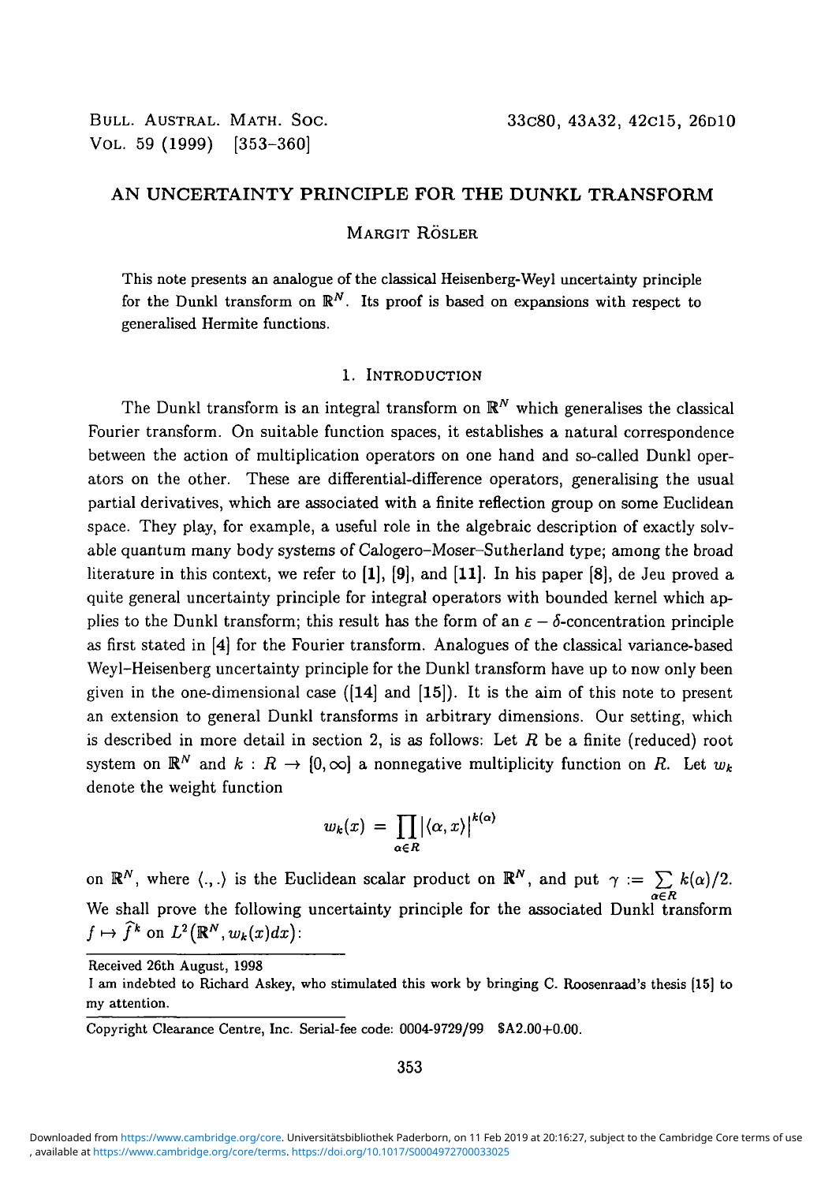# AN UNCERTAINTY PRINCIPLE FOR THE DUNKL TRANSFORM

MARGIT RÖSLER

This note presents an analogue of the classical Heisenberg-Weyl uncertainty principle for the Dunkl transform on $\mathbb{R}^N$. Its proof is based on expansions with respect to generalised Hermite functions.

## 1. INTRODUCTION

The Dunkl transform is an integral transform on $\mathbb{R}^N$ which generalises the classical Fourier transform. On suitable function spaces, it establishes a natural correspondence between the action of multiplication operators on one hand and so-called Dunkl operators on the other. These are differential-difference operators, generalising the usual partial derivatives, which are associated with a finite reflection group on some Euclidean space. They play, for example, a useful role in the algebraic description of exactly solvable quantum many body systems of Calogero–Moser–Sutherland type; among the broad literature in this context, we refer to **[1]**, **[9]**, and **[11]**. In his paper **[8]**, de Jeu proved a quite general uncertainty principle for integral operators with bounded kernel which applies to the Dunkl transform; this result has the form of an $\varepsilon - \delta$-concentration principle as first stated in [4] for the Fourier transform. Analogues of the classical variance-based Weyl–Heisenberg uncertainty principle for the Dunkl transform have up to now only been given in the one-dimensional case ([**14**] and [**15**]). It is the aim of this note to present an extension to general Dunkl transforms in arbitrary dimensions. Our setting, which is described in more detail in section 2, is as follows: Let $R$ be a finite (reduced) root system on $\mathbb{R}^N$ and $k : R \to [0, \infty]$ a nonnegative multiplicity function on $R$. Let $w_k$ denote the weight function

$$w_k(x) = \prod_{\alpha \in R} |\langle \alpha, x \rangle|^{k(\alpha)}$$

on $\mathbb{R}^N$, where $\langle .,. \rangle$ is the Euclidean scalar product on $\mathbb{R}^N$, and put $\gamma := \sum_{\alpha \in R} k(\alpha)/2$. We shall prove the following uncertainty principle for the associated Dunkl transform $f \mapsto \widehat{f}^k$ on $L^2(\mathbb{R}^N, w_k(x)dx)$:

Received 26th August, 1998

I am indebted to Richard Askey, who stimulated this work by bringing C. Roosenraad's thesis [15] to my attention.

Copyright Clearance Centre, Inc. Serial-fee code: 0004-9729/99 \$A2.00+0.00.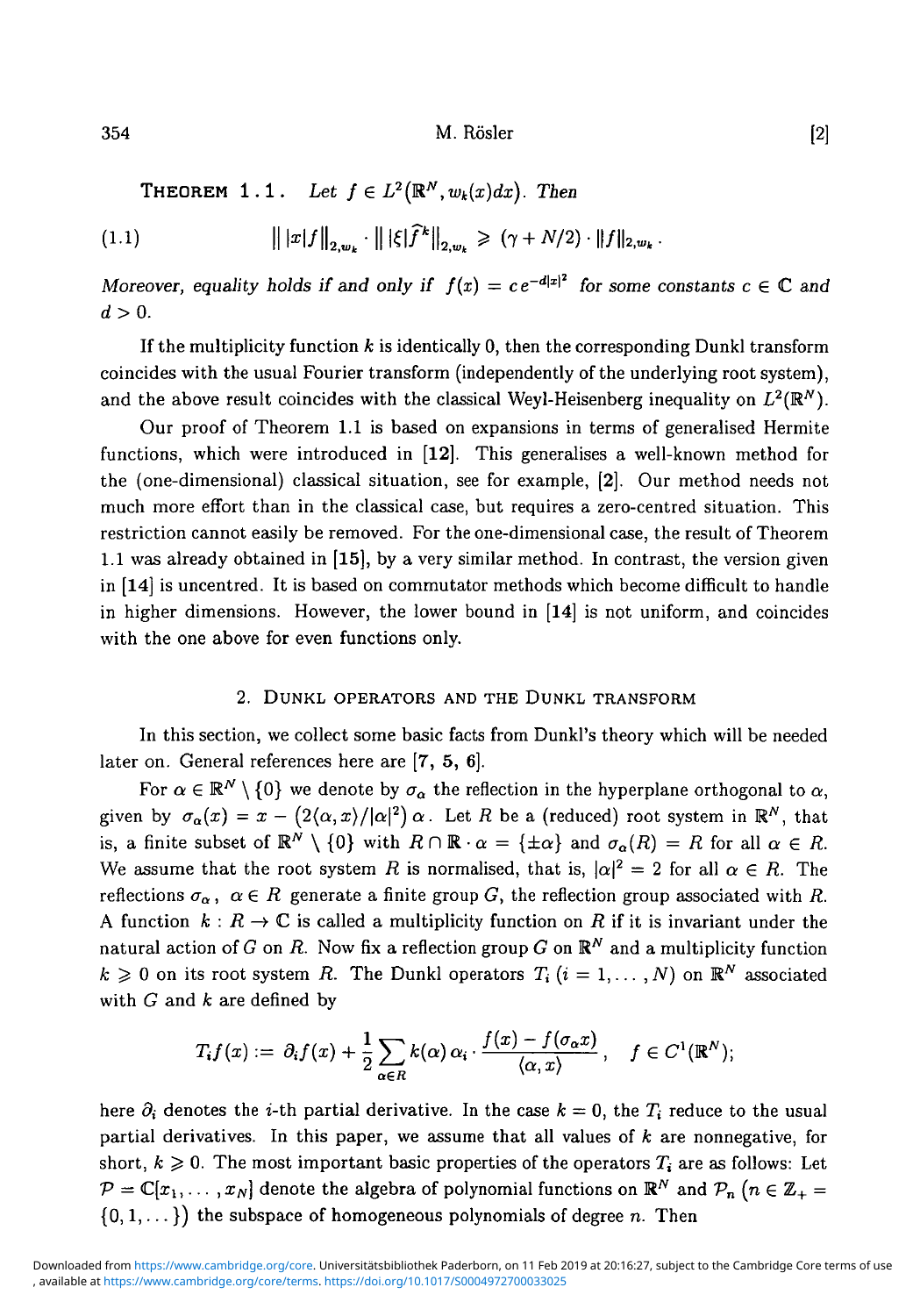**Theorem 1.1.** *Let $f \in L^2(\mathbb{R}^N, w_k(x)dx)$. Then*

$$\big\| \, |x| f \big\|_{2,w_k} \cdot \big\| \, |\xi| \widehat{f}^k \big\|_{2,w_k} \geqslant (\gamma + N/2) \cdot \|f\|_{2,w_k}. \tag{1.1}$$

*Moreover, equality holds if and only if $f(x) = c\, e^{-d|x|^2}$ for some constants $c \in \mathbb{C}$ and $d > 0$.*

If the multiplicity function $k$ is identically 0, then the corresponding Dunkl transform coincides with the usual Fourier transform (independently of the underlying root system), and the above result coincides with the classical Weyl-Heisenberg inequality on $L^2(\mathbb{R}^N)$.

Our proof of Theorem 1.1 is based on expansions in terms of generalised Hermite functions, which were introduced in [**12**]. This generalises a well-known method for the (one-dimensional) classical situation, see for example, [**2**]. Our method needs not much more effort than in the classical case, but requires a zero-centred situation. This restriction cannot easily be removed. For the one-dimensional case, the result of Theorem 1.1 was already obtained in [**15**], by a very similar method. In contrast, the version given in [**14**] is uncentred. It is based on commutator methods which become difficult to handle in higher dimensions. However, the lower bound in [**14**] is not uniform, and coincides with the one above for even functions only.

## 2. Dunkl operators and the Dunkl transform

In this section, we collect some basic facts from Dunkl's theory which will be needed later on. General references here are [**7, 5, 6**].

For $\alpha \in \mathbb{R}^N \setminus \{0\}$ we denote by $\sigma_\alpha$ the reflection in the hyperplane orthogonal to $\alpha$, given by $\sigma_\alpha(x) = x - \big(2\langle \alpha, x\rangle / |\alpha|^2\big)\, \alpha$. Let $R$ be a (reduced) root system in $\mathbb{R}^N$, that is, a finite subset of $\mathbb{R}^N \setminus \{0\}$ with $R \cap \mathbb{R} \cdot \alpha = \{\pm \alpha\}$ and $\sigma_\alpha(R) = R$ for all $\alpha \in R$. We assume that the root system $R$ is normalised, that is, $|\alpha|^2 = 2$ for all $\alpha \in R$. The reflections $\sigma_\alpha$, $\alpha \in R$ generate a finite group $G$, the reflection group associated with $R$. A function $k : R \to \mathbb{C}$ is called a multiplicity function on $R$ if it is invariant under the natural action of $G$ on $R$. Now fix a reflection group $G$ on $\mathbb{R}^N$ and a multiplicity function $k \geqslant 0$ on its root system $R$. The Dunkl operators $T_i$ $(i = 1, \dots, N)$ on $\mathbb{R}^N$ associated with $G$ and $k$ are defined by

$$T_i f(x) := \partial_i f(x) + \frac{1}{2} \sum_{\alpha \in R} k(\alpha)\, \alpha_i \cdot \frac{f(x) - f(\sigma_\alpha x)}{\langle \alpha, x\rangle}, \quad f \in C^1(\mathbb{R}^N);$$

here $\partial_i$ denotes the $i$-th partial derivative. In the case $k = 0$, the $T_i$ reduce to the usual partial derivatives. In this paper, we assume that all values of $k$ are nonnegative, for short, $k \geqslant 0$. The most important basic properties of the operators $T_i$ are as follows: Let $\mathcal{P} = \mathbb{C}[x_1, \dots, x_N]$ denote the algebra of polynomial functions on $\mathbb{R}^N$ and $\mathcal{P}_n$ $\big(n \in \mathbb{Z}_+ = \{0, 1, \dots\}\big)$ the subspace of homogeneous polynomials of degree $n$. Then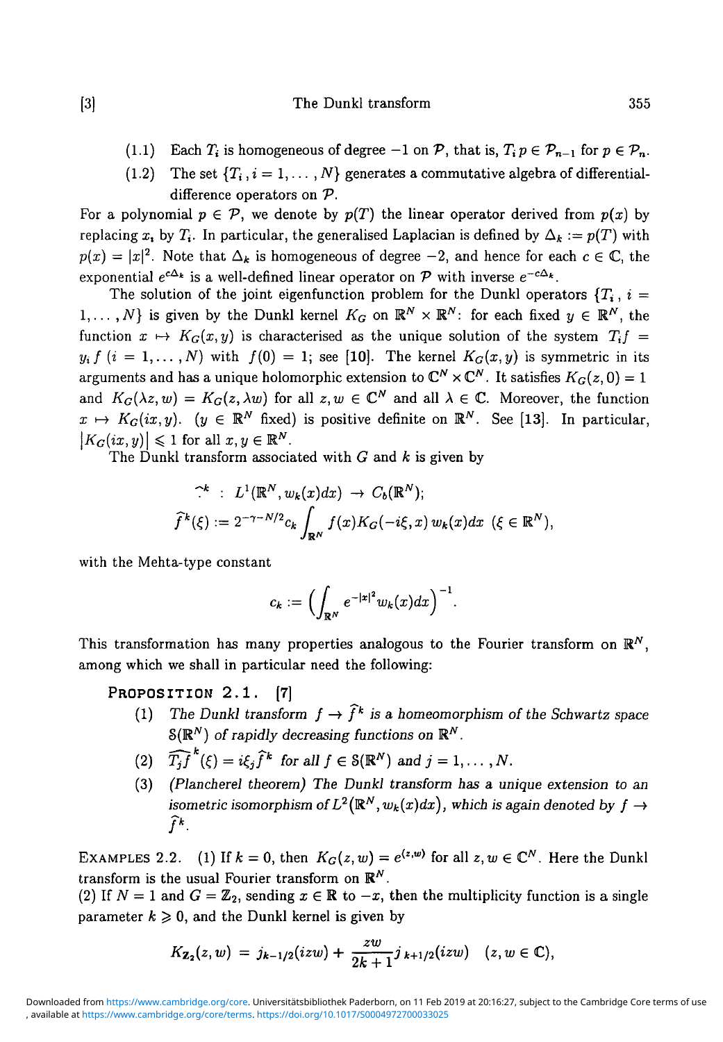(1.1) Each $T_i$ is homogeneous of degree $-1$ on $\mathcal{P}$, that is, $T_i p \in \mathcal{P}_{n-1}$ for $p \in \mathcal{P}_n$.

(1.2) The set $\{T_i, i = 1, \dots, N\}$ generates a commutative algebra of differential-difference operators on $\mathcal{P}$.

For a polynomial $p \in \mathcal{P}$, we denote by $p(T)$ the linear operator derived from $p(x)$ by replacing $x_i$ by $T_i$. In particular, the generalised Laplacian is defined by $\Delta_k := p(T)$ with $p(x) = |x|^2$. Note that $\Delta_k$ is homogeneous of degree $-2$, and hence for each $c \in \mathbb{C}$, the exponential $e^{c\Delta_k}$ is a well-defined linear operator on $\mathcal{P}$ with inverse $e^{-c\Delta_k}$.

The solution of the joint eigenfunction problem for the Dunkl operators $\{T_i, i = 1, \dots, N\}$ is given by the Dunkl kernel $K_G$ on $\mathbb{R}^N \times \mathbb{R}^N$: for each fixed $y \in \mathbb{R}^N$, the function $x \mapsto K_G(x, y)$ is characterised as the unique solution of the system $T_i f = y_i f$ $(i = 1, \dots, N)$ with $f(0) = 1$; see [10]. The kernel $K_G(x, y)$ is symmetric in its arguments and has a unique holomorphic extension to $\mathbb{C}^N \times \mathbb{C}^N$. It satisfies $K_G(z, 0) = 1$ and $K_G(\lambda z, w) = K_G(z, \lambda w)$ for all $z, w \in \mathbb{C}^N$ and all $\lambda \in \mathbb{C}$. Moreover, the function $x \mapsto K_G(ix, y)$. ($y \in \mathbb{R}^N$ fixed) is positive definite on $\mathbb{R}^N$. See [13]. In particular, $|K_G(ix, y)| \leqslant 1$ for all $x, y \in \mathbb{R}^N$.

The Dunkl transform associated with $G$ and $k$ is given by

$$\widehat{\cdot}^{\,k} \;:\; L^1(\mathbb{R}^N, w_k(x)dx) \;\to\; C_b(\mathbb{R}^N);$$
$$\widehat{f}^{\,k}(\xi) := 2^{-\gamma - N/2} c_k \int_{\mathbb{R}^N} f(x) K_G(-i\xi, x)\, w_k(x) dx \;\; (\xi \in \mathbb{R}^N),$$

with the Mehta-type constant

$$c_k := \Big( \int_{\mathbb{R}^N} e^{-|x|^2} w_k(x) dx \Big)^{-1}.$$

This transformation has many properties analogous to the Fourier transform on $\mathbb{R}^N$, among which we shall in particular need the following:

**PROPOSITION 2.1.** [7]

(1) *The Dunkl transform $f \to \widehat{f}^{\,k}$ is a homeomorphism of the Schwartz space $\mathcal{S}(\mathbb{R}^N)$ of rapidly decreasing functions on $\mathbb{R}^N$.*

(2) $\widehat{T_j f}^{\,k}(\xi) = i\xi_j \widehat{f}^{\,k}$ *for all $f \in \mathcal{S}(\mathbb{R}^N)$ and $j = 1, \dots, N$.*

(3) *(Plancherel theorem) The Dunkl transform has a unique extension to an isometric isomorphism of $L^2(\mathbb{R}^N, w_k(x)dx)$, which is again denoted by $f \to \widehat{f}^{\,k}$.*

EXAMPLES 2.2. (1) If $k = 0$, then $K_G(z, w) = e^{\langle z, w\rangle}$ for all $z, w \in \mathbb{C}^N$. Here the Dunkl transform is the usual Fourier transform on $\mathbb{R}^N$.

(2) If $N = 1$ and $G = \mathbb{Z}_2$, sending $x \in \mathbb{R}$ to $-x$, then the multiplicity function is a single parameter $k \geqslant 0$, and the Dunkl kernel is given by

$$K_{\mathbb{Z}_2}(z, w) \;=\; j_{k-1/2}(izw) + \frac{zw}{2k+1} j_{k+1/2}(izw) \quad (z, w \in \mathbb{C}),$$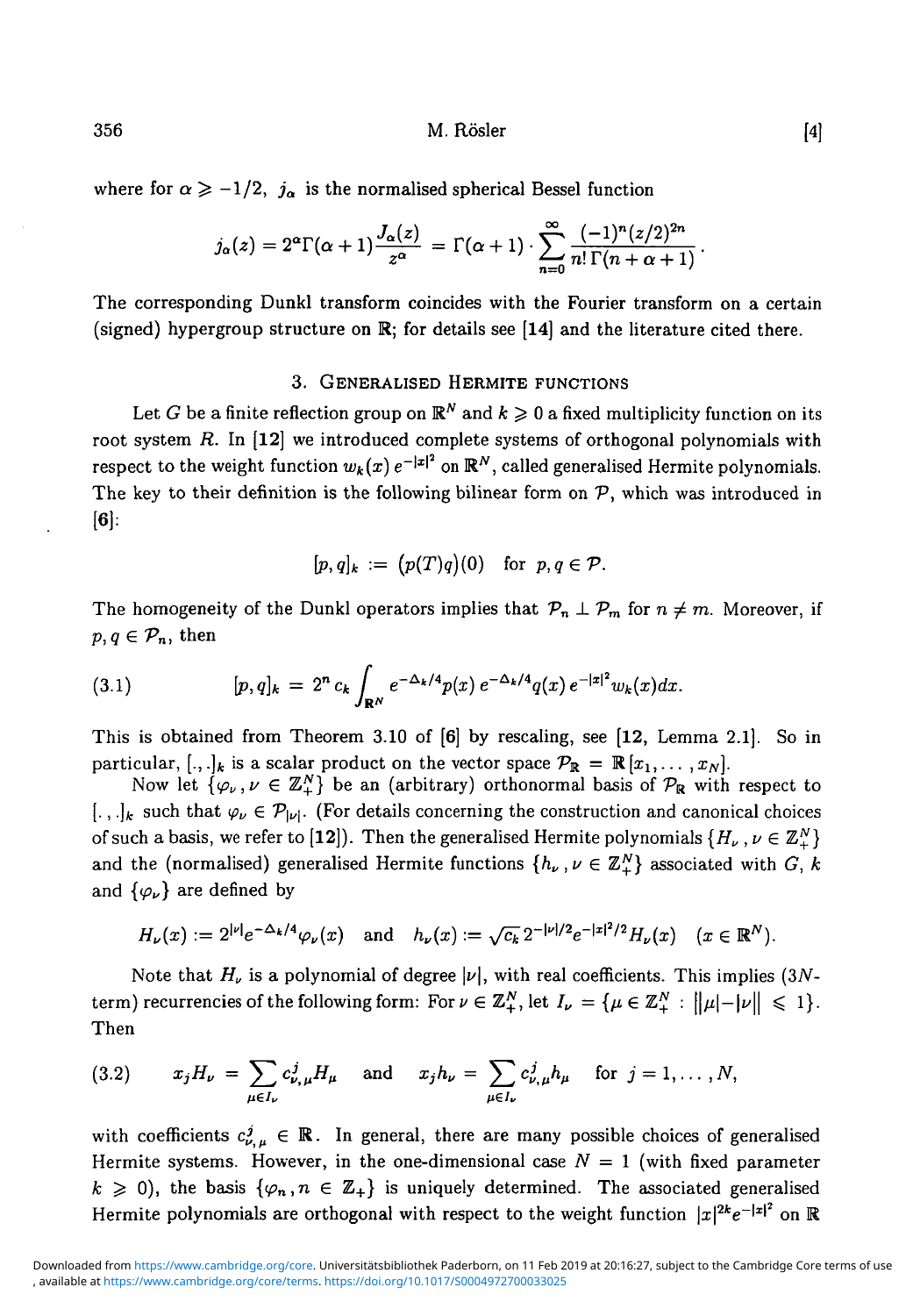where for $\alpha \geqslant -1/2$, $j_\alpha$ is the normalised spherical Bessel function

$$j_\alpha(z) = 2^\alpha \Gamma(\alpha+1)\frac{J_\alpha(z)}{z^\alpha} = \Gamma(\alpha+1)\cdot \sum_{n=0}^{\infty} \frac{(-1)^n (z/2)^{2n}}{n!\,\Gamma(n+\alpha+1)}.$$

The corresponding Dunkl transform coincides with the Fourier transform on a certain (signed) hypergroup structure on $\mathbb{R}$; for details see **[14]** and the literature cited there.

## 3. Generalised Hermite functions

Let $G$ be a finite reflection group on $\mathbb{R}^N$ and $k \geqslant 0$ a fixed multiplicity function on its root system $R$. In **[12]** we introduced complete systems of orthogonal polynomials with respect to the weight function $w_k(x)\, e^{-|x|^2}$ on $\mathbb{R}^N$, called generalised Hermite polynomials. The key to their definition is the following bilinear form on $\mathcal{P}$, which was introduced in **[6]**:

$$[p,q]_k := \big(p(T)q\big)(0) \quad \text{for } p,q \in \mathcal{P}.$$

The homogeneity of the Dunkl operators implies that $\mathcal{P}_n \perp \mathcal{P}_m$ for $n \neq m$. Moreover, if $p, q \in \mathcal{P}_n$, then

$$[p,q]_k = 2^n c_k \int_{\mathbb{R}^N} e^{-\Delta_k/4} p(x)\, e^{-\Delta_k/4} q(x)\, e^{-|x|^2} w_k(x) dx. \tag{3.1}$$

This is obtained from Theorem 3.10 of **[6]** by rescaling, see **[12**, Lemma 2.1**]**. So in particular, $[.,.]_k$ is a scalar product on the vector space $\mathcal{P}_{\mathbb{R}} = \mathbb{R}[x_1, \ldots, x_N]$.

Now let $\{\varphi_\nu, \nu \in \mathbb{Z}_+^N\}$ be an (arbitrary) orthonormal basis of $\mathcal{P}_{\mathbb{R}}$ with respect to $[.,.]_k$ such that $\varphi_\nu \in \mathcal{P}_{|\nu|}$. (For details concerning the construction and canonical choices of such a basis, we refer to **[12]**). Then the generalised Hermite polynomials $\{H_\nu, \nu \in \mathbb{Z}_+^N\}$ and the (normalised) generalised Hermite functions $\{h_\nu, \nu \in \mathbb{Z}_+^N\}$ associated with $G$, $k$ and $\{\varphi_\nu\}$ are defined by

$$H_\nu(x) := 2^{|\nu|} e^{-\Delta_k/4} \varphi_\nu(x) \quad \text{and} \quad h_\nu(x) := \sqrt{c_k}\, 2^{-|\nu|/2} e^{-|x|^2/2} H_\nu(x) \quad (x \in \mathbb{R}^N).$$

Note that $H_\nu$ is a polynomial of degree $|\nu|$, with real coefficients. This implies ($3N$-term) recurrencies of the following form: For $\nu \in \mathbb{Z}_+^N$, let $I_\nu = \{\mu \in \mathbb{Z}_+^N : \big||\mu| - |\nu|\big| \leqslant 1\}$. Then

$$x_j H_\nu = \sum_{\mu \in I_\nu} c^j_{\nu,\mu} H_\mu \quad \text{and} \quad x_j h_\nu = \sum_{\mu \in I_\nu} c^j_{\nu,\mu} h_\mu \quad \text{for } j = 1, \ldots, N, \tag{3.2}$$

with coefficients $c^j_{\nu,\mu} \in \mathbb{R}$. In general, there are many possible choices of generalised Hermite systems. However, in the one-dimensional case $N = 1$ (with fixed parameter $k \geqslant 0$), the basis $\{\varphi_n, n \in \mathbb{Z}_+\}$ is uniquely determined. The associated generalised Hermite polynomials are orthogonal with respect to the weight function $|x|^{2k} e^{-|x|^2}$ on $\mathbb{R}$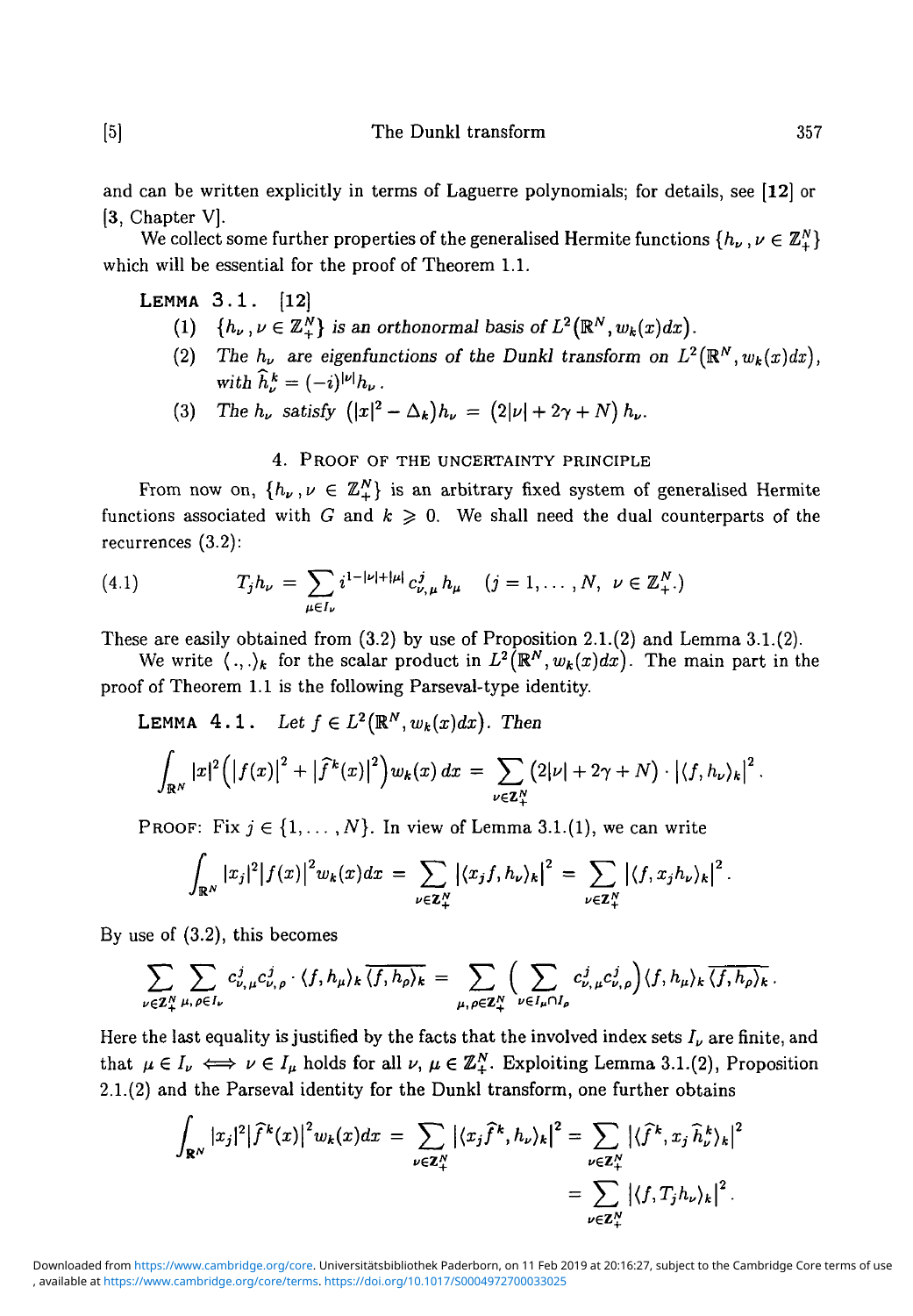and can be written explicitly in terms of Laguerre polynomials; for details, see **[12]** or **[3**, Chapter V].

We collect some further properties of the generalised Hermite functions $\{h_\nu\,, \nu \in \mathbb{Z}_+^N\}$ which will be essential for the proof of Theorem 1.1.

**Lemma 3.1.** [12]

1. $\{h_\nu\,, \nu \in \mathbb{Z}_+^N\}$ *is an orthonormal basis of* $L^2(\mathbb{R}^N, w_k(x)dx)$.
2. *The* $h_\nu$ *are eigenfunctions of the Dunkl transform on* $L^2(\mathbb{R}^N, w_k(x)dx)$, *with* $\widehat{h}_\nu^k = (-i)^{|\nu|} h_\nu$.
3. *The* $h_\nu$ *satisfy* $\big(|x|^2 - \Delta_k\big)h_\nu = \big(2|\nu| + 2\gamma + N\big)\, h_\nu$.

## 4. Proof of the uncertainty principle

From now on, $\{h_\nu\,, \nu \in \mathbb{Z}_+^N\}$ is an arbitrary fixed system of generalised Hermite functions associated with $G$ and $k \geqslant 0$. We shall need the dual counterparts of the recurrences (3.2):

$$T_j h_\nu = \sum_{\mu \in I_\nu} i^{1-|\nu|+|\mu|}\, c_{\nu,\mu}^j\, h_\mu \quad (j = 1, \ldots, N,\ \nu \in \mathbb{Z}_+^N.) \tag{4.1}$$

These are easily obtained from (3.2) by use of Proposition 2.1.(2) and Lemma 3.1.(2).

We write $\langle\, .\,,.\rangle_k$ for the scalar product in $L^2(\mathbb{R}^N, w_k(x)dx)$. The main part in the proof of Theorem 1.1 is the following Parseval-type identity.

**Lemma 4.1.** *Let* $f \in L^2(\mathbb{R}^N, w_k(x)dx)$. *Then*

$$\int_{\mathbb{R}^N} |x|^2 \Big( \big|f(x)\big|^2 + \big|\widehat{f}^k(x)\big|^2 \Big) w_k(x)\, dx = \sum_{\nu \in \mathbb{Z}_+^N} \big(2|\nu| + 2\gamma + N\big) \cdot \big|\langle f, h_\nu\rangle_k\big|^2.$$

Proof: Fix $j \in \{1, \ldots, N\}$. In view of Lemma 3.1.(1), we can write

$$\int_{\mathbb{R}^N} |x_j|^2 \big|f(x)\big|^2 w_k(x)dx = \sum_{\nu \in \mathbb{Z}_+^N} \big|\langle x_j f, h_\nu\rangle_k\big|^2 = \sum_{\nu \in \mathbb{Z}_+^N} \big|\langle f, x_j h_\nu\rangle_k\big|^2.$$

By use of (3.2), this becomes

$$\sum_{\nu \in \mathbb{Z}_+^N} \sum_{\mu, \rho \in I_\nu} c_{\nu,\mu}^j c_{\nu,\rho}^j \cdot \langle f, h_\mu\rangle_k \overline{\langle f, h_\rho\rangle_k} = \sum_{\mu, \rho \in \mathbb{Z}_+^N} \Big( \sum_{\nu \in I_\mu \cap I_\rho} c_{\nu,\mu}^j c_{\nu,\rho}^j \Big) \langle f, h_\mu\rangle_k \overline{\langle f, h_\rho\rangle_k}\,.$$

Here the last equality is justified by the facts that the involved index sets $I_\nu$ are finite, and that $\mu \in I_\nu \iff \nu \in I_\mu$ holds for all $\nu, \mu \in \mathbb{Z}_+^N$. Exploiting Lemma 3.1.(2), Proposition 2.1.(2) and the Parseval identity for the Dunkl transform, one further obtains

$$\begin{aligned}
\int_{\mathbb{R}^N} |x_j|^2 \big|\widehat{f}^k(x)\big|^2 w_k(x)dx &= \sum_{\nu \in \mathbb{Z}_+^N} \big|\langle x_j \widehat{f}^k, h_\nu\rangle_k\big|^2 = \sum_{\nu \in \mathbb{Z}_+^N} \big|\langle \widehat{f}^k, x_j\, \widehat{h}_\nu^k\rangle_k\big|^2 \\
&= \sum_{\nu \in \mathbb{Z}_+^N} \big|\langle f, T_j h_\nu\rangle_k\big|^2.
\end{aligned}$$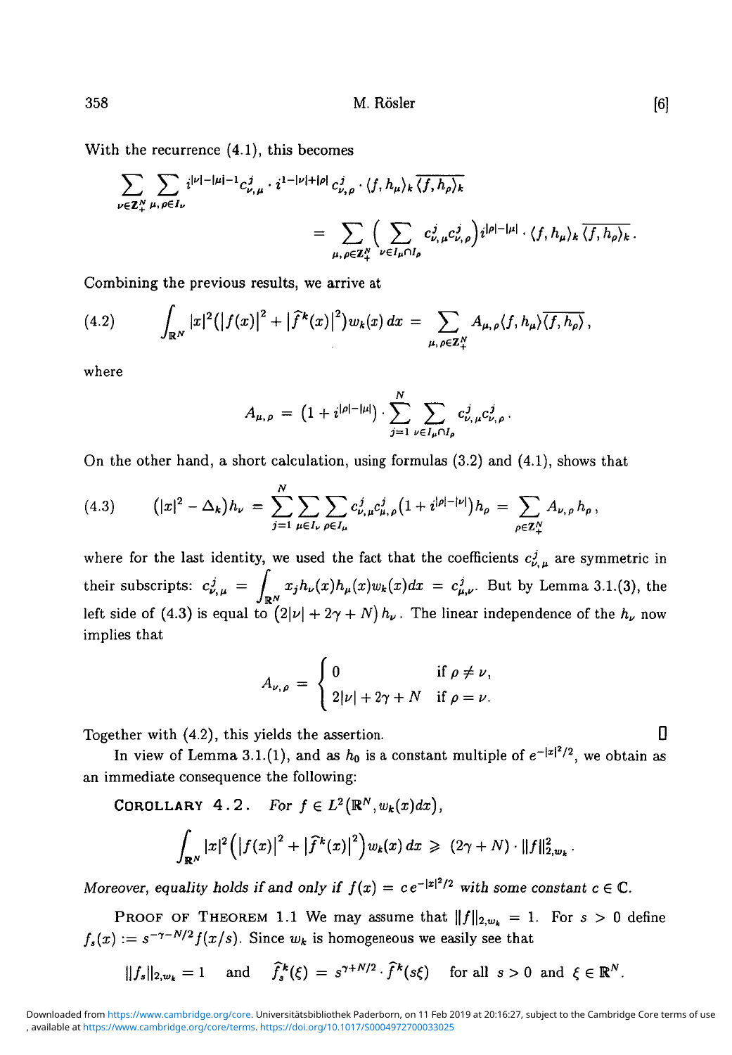With the recurrence (4.1), this becomes

$$\sum_{\nu\in\mathbb{Z}_+^N}\sum_{\mu,\rho\in I_\nu} i^{|\nu|-|\mu|-1}c^j_{\nu,\mu}\cdot i^{1-|\nu|+|\rho|}c^j_{\nu,\rho}\cdot\langle f,h_\mu\rangle_k\overline{\langle f,h_\rho\rangle_k}$$
$$= \sum_{\mu,\rho\in\mathbb{Z}_+^N}\Big(\sum_{\nu\in I_\mu\cap I_\rho} c^j_{\nu,\mu}c^j_{\nu,\rho}\Big)i^{|\rho|-|\mu|}\cdot\langle f,h_\mu\rangle_k\overline{\langle f,h_\rho\rangle_k}.$$

Combining the previous results, we arrive at

$$\text{(4.2)}\qquad \int_{\mathbb{R}^N}|x|^2\big(|f(x)|^2+|\widehat{f}^k(x)|^2\big)w_k(x)\,dx = \sum_{\mu,\rho\in\mathbb{Z}_+^N}A_{\mu,\rho}\langle f,h_\mu\rangle\overline{\langle f,h_\rho\rangle},$$

where

$$A_{\mu,\rho} = \big(1+i^{|\rho|-|\mu|}\big)\cdot\sum_{j=1}^N\sum_{\nu\in I_\mu\cap I_\rho}c^j_{\nu,\mu}c^j_{\nu,\rho}.$$

On the other hand, a short calculation, using formulas (3.2) and (4.1), shows that

$$\text{(4.3)}\qquad \big(|x|^2-\Delta_k\big)h_\nu = \sum_{j=1}^N\sum_{\mu\in I_\nu}\sum_{\rho\in I_\mu}c^j_{\nu,\mu}c^j_{\mu,\rho}\big(1+i^{|\rho|-|\nu|}\big)h_\rho = \sum_{\rho\in\mathbb{Z}_+^N}A_{\nu,\rho}\,h_\rho,$$

where for the last identity, we used the fact that the coefficients $c^j_{\nu,\mu}$ are symmetric in their subscripts: $c^j_{\nu,\mu} = \int_{\mathbb{R}^N}x_jh_\nu(x)h_\mu(x)w_k(x)dx = c^j_{\mu,\nu}$. But by Lemma 3.1.(3), the left side of (4.3) is equal to $\big(2|\nu|+2\gamma+N\big)h_\nu$. The linear independence of the $h_\nu$ now implies that

$$A_{\nu,\rho} = \begin{cases}0 & \text{if } \rho\neq\nu,\\ 2|\nu|+2\gamma+N & \text{if } \rho=\nu.\end{cases}$$

Together with (4.2), this yields the assertion. □

In view of Lemma 3.1.(1), and as $h_0$ is a constant multiple of $e^{-|x|^2/2}$, we obtain as an immediate consequence the following:

**Corollary 4.2.** *For $f\in L^2(\mathbb{R}^N,w_k(x)dx)$,*

$$\int_{\mathbb{R}^N}|x|^2\Big(|f(x)|^2+|\widehat{f}^k(x)|^2\Big)w_k(x)\,dx \geqslant (2\gamma+N)\cdot\|f\|^2_{2,w_k}.$$

*Moreover, equality holds if and only if $f(x) = c\,e^{-|x|^2/2}$ with some constant $c\in\mathbb{C}$.*

Proof of Theorem 1.1 We may assume that $\|f\|_{2,w_k}=1$. For $s>0$ define $f_s(x) := s^{-\gamma-N/2}f(x/s)$. Since $w_k$ is homogeneous we easily see that

$$\|f_s\|_{2,w_k}=1 \quad\text{and}\quad \widehat{f_s}^k(\xi) = s^{\gamma+N/2}\cdot\widehat{f}^k(s\xi)\quad\text{for all } s>0 \text{ and } \xi\in\mathbb{R}^N.$$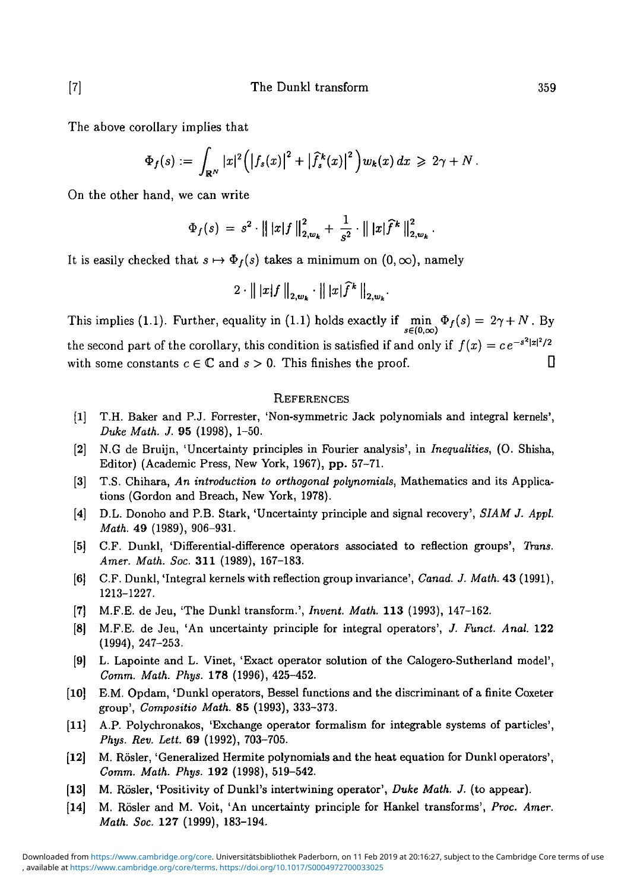The above corollary implies that

$$\Phi_f(s) := \int_{\mathbb{R}^N} |x|^2 \Big( |f_s(x)|^2 + |\widehat{f}_s^k(x)|^2 \Big) w_k(x)\, dx \geqslant 2\gamma + N\,.$$

On the other hand, we can write

$$\Phi_f(s) = s^2 \cdot \big\| \, |x| f \, \big\|_{2,w_k}^2 + \frac{1}{s^2} \cdot \big\| \, |x| \widehat{f}^k \, \big\|_{2,w_k}^2 .$$

It is easily checked that $s \mapsto \Phi_f(s)$ takes a minimum on $(0, \infty)$, namely

$$2 \cdot \big\| \, |x| f \, \big\|_{2,w_k} \cdot \big\| \, |x| \widehat{f}^k \, \big\|_{2,w_k}.$$

This implies (1.1). Further, equality in (1.1) holds exactly if $\min\limits_{s \in (0,\infty)} \Phi_f(s) = 2\gamma + N$. By the second part of the corollary, this condition is satisfied if and only if $f(x) = c\, e^{-s^2|x|^2/2}$ with some constants $c \in \mathbb{C}$ and $s > 0$. This finishes the proof. □

## References

[1] T.H. Baker and P.J. Forrester, 'Non-symmetric Jack polynomials and integral kernels', *Duke Math. J.* **95** (1998), 1–50.

[2] N.G de Bruijn, 'Uncertainty principles in Fourier analysis', in *Inequalities*, (O. Shisha, Editor) (Academic Press, New York, 1967), pp. 57–71.

[3] T.S. Chihara, *An introduction to orthogonal polynomials*, Mathematics and its Applications (Gordon and Breach, New York, 1978).

[4] D.L. Donoho and P.B. Stark, 'Uncertainty principle and signal recovery', *SIAM J. Appl. Math.* **49** (1989), 906–931.

[5] C.F. Dunkl, 'Differential-difference operators associated to reflection groups', *Trans. Amer. Math. Soc.* **311** (1989), 167–183.

[6] C.F. Dunkl, 'Integral kernels with reflection group invariance', *Canad. J. Math.* **43** (1991), 1213–1227.

[7] M.F.E. de Jeu, 'The Dunkl transform.', *Invent. Math.* **113** (1993), 147–162.

[8] M.F.E. de Jeu, 'An uncertainty principle for integral operators', *J. Funct. Anal.* **122** (1994), 247–253.

[9] L. Lapointe and L. Vinet, 'Exact operator solution of the Calogero-Sutherland model', *Comm. Math. Phys.* **178** (1996), 425–452.

[10] E.M. Opdam, 'Dunkl operators, Bessel functions and the discriminant of a finite Coxeter group', *Compositio Math.* **85** (1993), 333–373.

[11] A.P. Polychronakos, 'Exchange operator formalism for integrable systems of particles', *Phys. Rev. Lett.* **69** (1992), 703–705.

[12] M. Rösler, 'Generalized Hermite polynomials and the heat equation for Dunkl operators', *Comm. Math. Phys.* **192** (1998), 519–542.

[13] M. Rösler, 'Positivity of Dunkl's intertwining operator', *Duke Math. J.* (to appear).

[14] M. Rösler and M. Voit, 'An uncertainty principle for Hankel transforms', *Proc. Amer. Math. Soc.* **127** (1999), 183–194.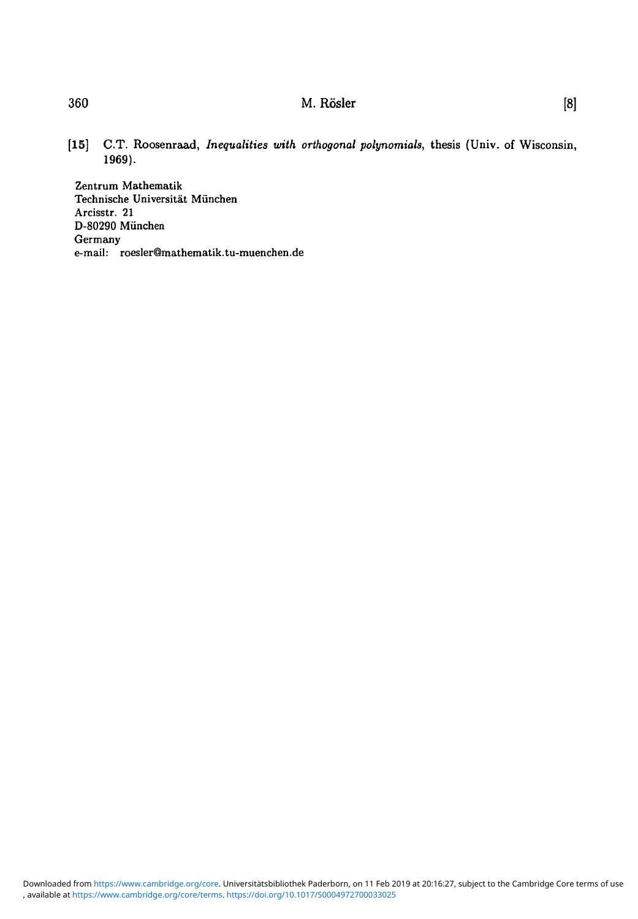[15] C.T. Roosenraad, *Inequalities with orthogonal polynomials*, thesis (Univ. of Wisconsin, 1969).

Zentrum Mathematik
Technische Universität München
Arcisstr. 21
D-80290 München
Germany
e-mail: roesler@mathematik.tu-muenchen.de